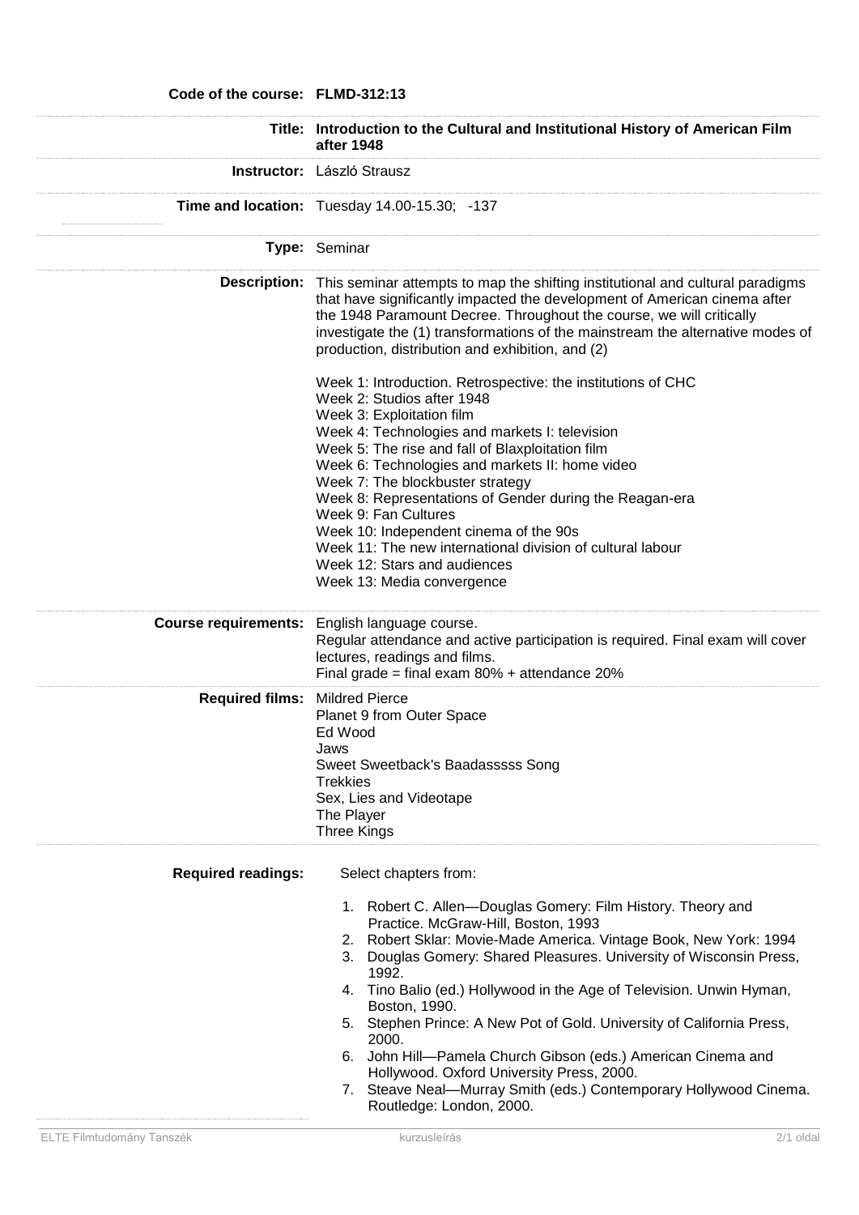| | |
|---|---|
| **Code of the course:** | **FLMD-312:13** |
| **Title:** | **Introduction to the Cultural and Institutional History of American Film after 1948** |
| **Instructor:** | László Strausz |
| **Time and location:** | Tuesday 14.00-15.30; -137 |
| **Type:** | Seminar |
| **Description:** | This seminar attempts to map the shifting institutional and cultural paradigms that have significantly impacted the development of American cinema after the 1948 Paramount Decree. Throughout the course, we will critically investigate the (1) transformations of the mainstream the alternative modes of production, distribution and exhibition, and (2)<br><br>Week 1: Introduction. Retrospective: the institutions of CHC<br>Week 2: Studios after 1948<br>Week 3: Exploitation film<br>Week 4: Technologies and markets I: television<br>Week 5: The rise and fall of Blaxploitation film<br>Week 6: Technologies and markets II: home video<br>Week 7: The blockbuster strategy<br>Week 8: Representations of Gender during the Reagan-era<br>Week 9: Fan Cultures<br>Week 10: Independent cinema of the 90s<br>Week 11: The new international division of cultural labour<br>Week 12: Stars and audiences<br>Week 13: Media convergence |
| **Course requirements:** | English language course.<br>Regular attendance and active participation is required. Final exam will cover lectures, readings and films.<br>Final grade = final exam 80% + attendance 20% |
| **Required films:** | Mildred Pierce<br>Planet 9 from Outer Space<br>Ed Wood<br>Jaws<br>Sweet Sweetback's Baadasssss Song<br>Trekkies<br>Sex, Lies and Videotape<br>The Player<br>Three Kings |
| **Required readings:** | Select chapters from:<br><br>1. Robert C. Allen—Douglas Gomery: Film History. Theory and Practice. McGraw-Hill, Boston, 1993<br>2. Robert Sklar: Movie-Made America. Vintage Book, New York: 1994<br>3. Douglas Gomery: Shared Pleasures. University of Wisconsin Press, 1992.<br>4. Tino Balio (ed.) Hollywood in the Age of Television. Unwin Hyman, Boston, 1990.<br>5. Stephen Prince: A New Pot of Gold. University of California Press, 2000.<br>6. John Hill—Pamela Church Gibson (eds.) American Cinema and Hollywood. Oxford University Press, 2000.<br>7. Steave Neal—Murray Smith (eds.) Contemporary Hollywood Cinema. Routledge: London, 2000. |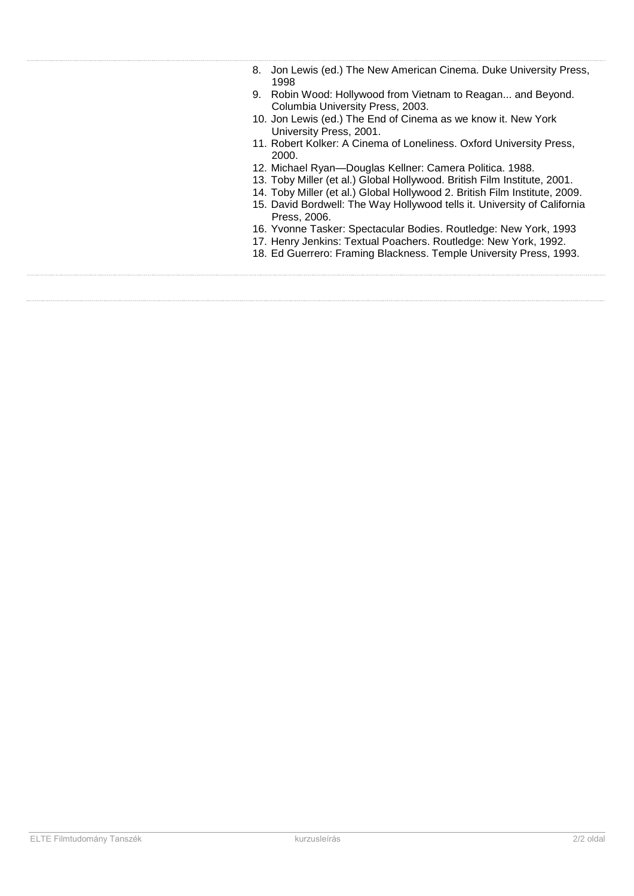8. Jon Lewis (ed.) The New American Cinema. Duke University Press, 1998
9. Robin Wood: Hollywood from Vietnam to Reagan... and Beyond. Columbia University Press, 2003.
10. Jon Lewis (ed.) The End of Cinema as we know it. New York University Press, 2001.
11. Robert Kolker: A Cinema of Loneliness. Oxford University Press, 2000.
12. Michael Ryan—Douglas Kellner: Camera Politica. 1988.
13. Toby Miller (et al.) Global Hollywood. British Film Institute, 2001.
14. Toby Miller (et al.) Global Hollywood 2. British Film Institute, 2009.
15. David Bordwell: The Way Hollywood tells it. University of California Press, 2006.
16. Yvonne Tasker: Spectacular Bodies. Routledge: New York, 1993
17. Henry Jenkins: Textual Poachers. Routledge: New York, 1992.
18. Ed Guerrero: Framing Blackness. Temple University Press, 1993.